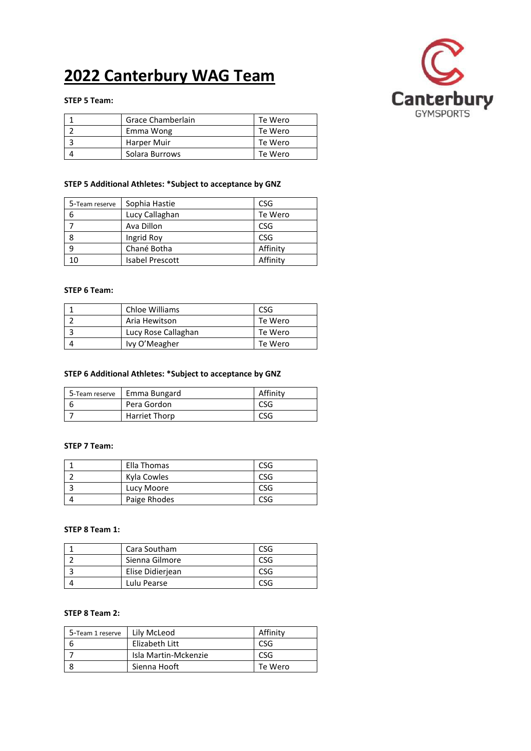# 2022 Canterbury WAG Team

**STEP 5 Team:**

| | | |
|---|---|---|
| 1 | Grace Chamberlain | Te Wero |
| 2 | Emma Wong | Te Wero |
| 3 | Harper Muir | Te Wero |
| 4 | Solara Burrows | Te Wero |

**STEP 5 Additional Athletes: *Subject to acceptance by GNZ**

| | | |
|---|---|---|
| 5-Team reserve | Sophia Hastie | CSG |
| 6 | Lucy Callaghan | Te Wero |
| 7 | Ava Dillon | CSG |
| 8 | Ingrid Roy | CSG |
| 9 | Chané Botha | Affinity |
| 10 | Isabel Prescott | Affinity |

**STEP 6 Team:**

| | | |
|---|---|---|
| 1 | Chloe Williams | CSG |
| 2 | Aria Hewitson | Te Wero |
| 3 | Lucy Rose Callaghan | Te Wero |
| 4 | Ivy O'Meagher | Te Wero |

**STEP 6 Additional Athletes: *Subject to acceptance by GNZ**

| | | |
|---|---|---|
| 5-Team reserve | Emma Bungard | Affinity |
| 6 | Pera Gordon | CSG |
| 7 | Harriet Thorp | CSG |

**STEP 7 Team:**

| | | |
|---|---|---|
| 1 | Ella Thomas | CSG |
| 2 | Kyla Cowles | CSG |
| 3 | Lucy Moore | CSG |
| 4 | Paige Rhodes | CSG |

**STEP 8 Team 1:**

| | | |
|---|---|---|
| 1 | Cara Southam | CSG |
| 2 | Sienna Gilmore | CSG |
| 3 | Elise Didierjean | CSG |
| 4 | Lulu Pearse | CSG |

**STEP 8 Team 2:**

| | | |
|---|---|---|
| 5-Team 1 reserve | Lily McLeod | Affinity |
| 6 | Elizabeth Litt | CSG |
| 7 | Isla Martin-Mckenzie | CSG |
| 8 | Sienna Hooft | Te Wero |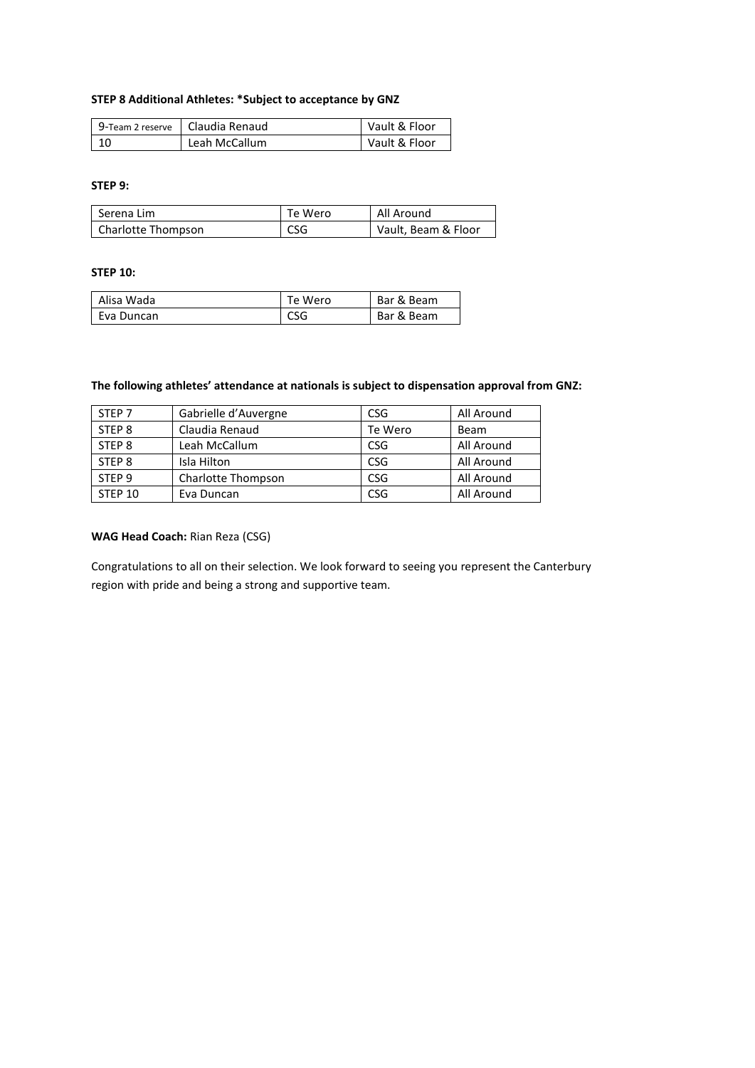**STEP 8 Additional Athletes: *Subject to acceptance by GNZ**

| | | |
|---|---|---|
| 9-Team 2 reserve | Claudia Renaud | Vault & Floor |
| 10 | Leah McCallum | Vault & Floor |

**STEP 9:**

| | | |
|---|---|---|
| Serena Lim | Te Wero | All Around |
| Charlotte Thompson | CSG | Vault, Beam & Floor |

**STEP 10:**

| | | |
|---|---|---|
| Alisa Wada | Te Wero | Bar & Beam |
| Eva Duncan | CSG | Bar & Beam |

**The following athletes' attendance at nationals is subject to dispensation approval from GNZ:**

| | | | |
|---|---|---|---|
| STEP 7 | Gabrielle d'Auvergne | CSG | All Around |
| STEP 8 | Claudia Renaud | Te Wero | Beam |
| STEP 8 | Leah McCallum | CSG | All Around |
| STEP 8 | Isla Hilton | CSG | All Around |
| STEP 9 | Charlotte Thompson | CSG | All Around |
| STEP 10 | Eva Duncan | CSG | All Around |

**WAG Head Coach:** Rian Reza (CSG)

Congratulations to all on their selection. We look forward to seeing you represent the Canterbury region with pride and being a strong and supportive team.